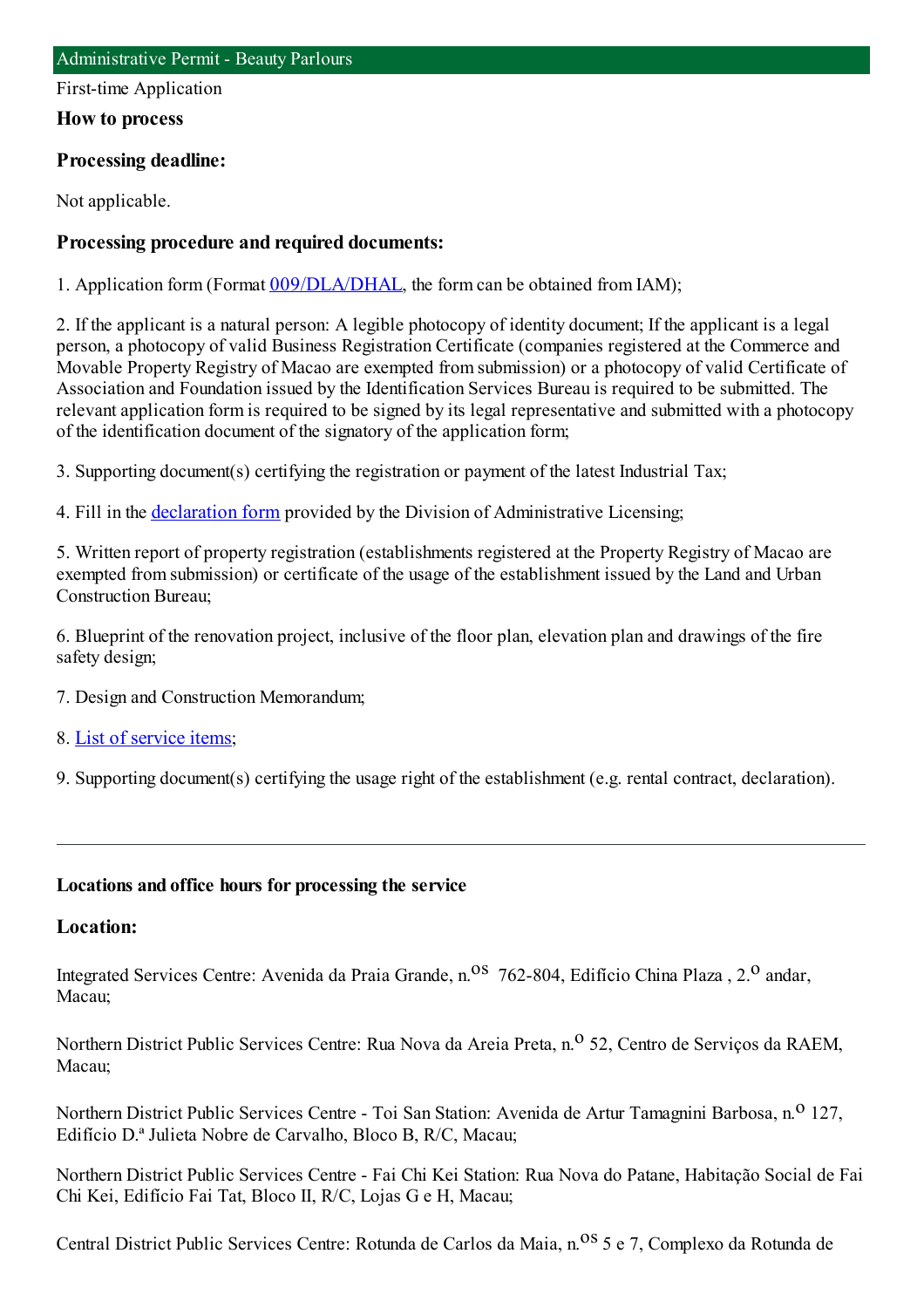## Administrative Permit - Beauty Parlours

First-time Application

### How to process

### Processing deadline:

Not applicable.

### Processing procedure and required documents:

1. Application form (Format 009/DLA/DHAL, the form can be obtained from IAM);

2. If the applicant is a natural person: A legible photocopy of identity document; If the applicant is a legal person, a photocopy of valid Business Registration Certificate (companies registered at the Commerce and Movable Property Registry of Macao are exempted from submission) or a photocopy of valid Certificate of Association and Foundation issued by the Identification Services Bureau is required to be submitted. The relevant application form is required to be signed by its legal representative and submitted with a photocopy of the identification document of the signatory of the application form;

3. Supporting document(s) certifying the registration or payment of the latest Industrial Tax;

4. Fill in the declaration form provided by the Division of Administrative Licensing;

5. Written report of property registration (establishments registered at the Property Registry of Macao are exempted from submission) or certificate of the usage of the establishment issued by the Land and Urban Construction Bureau;

6. Blueprint of the renovation project, inclusive of the floor plan, elevation plan and drawings of the fire safety design;

7. Design and Construction Memorandum;

8. List of service items;

9. Supporting document(s) certifying the usage right of the establishment (e.g. rental contract, declaration).

---

### Locations and office hours for processing the service

### Location:

Integrated Services Centre: Avenida da Praia Grande, n.os 762-804, Edifício China Plaza , 2.o andar, Macau;

Northern District Public Services Centre: Rua Nova da Areia Preta, n.o 52, Centro de Serviços da RAEM, Macau;

Northern District Public Services Centre - Toi San Station: Avenida de Artur Tamagnini Barbosa, n.o 127, Edifício D.ª Julieta Nobre de Carvalho, Bloco B, R/C, Macau;

Northern District Public Services Centre - Fai Chi Kei Station: Rua Nova do Patane, Habitação Social de Fai Chi Kei, Edifício Fai Tat, Bloco II, R/C, Lojas G e H, Macau;

Central District Public Services Centre: Rotunda de Carlos da Maia, n.os 5 e 7, Complexo da Rotunda de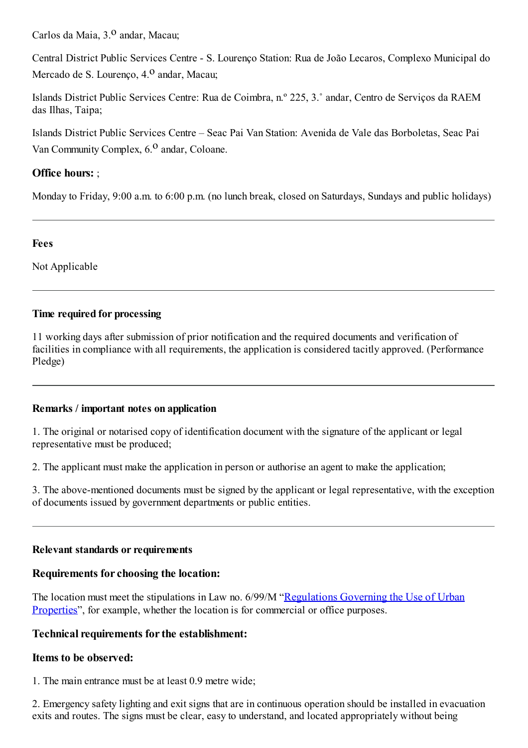Carlos da Maia, 3.º andar, Macau;

Central District Public Services Centre - S. Lourenço Station: Rua de João Lecaros, Complexo Municipal do Mercado de S. Lourenço, 4.º andar, Macau;

Islands District Public Services Centre: Rua de Coimbra, n.º 225, 3.˚ andar, Centro de Serviços da RAEM das Ilhas, Taipa;

Islands District Public Services Centre – Seac Pai Van Station: Avenida de Vale das Borboletas, Seac Pai Van Community Complex, 6.º andar, Coloane.

**Office hours:** ;

Monday to Friday, 9:00 a.m. to 6:00 p.m. (no lunch break, closed on Saturdays, Sundays and public holidays)

---

**Fees**

Not Applicable

---

**Time required for processing**

11 working days after submission of prior notification and the required documents and verification of facilities in compliance with all requirements, the application is considered tacitly approved. (Performance Pledge)

---

**Remarks / important notes on application**

1. The original or notarised copy of identification document with the signature of the applicant or legal representative must be produced;

2. The applicant must make the application in person or authorise an agent to make the application;

3. The above-mentioned documents must be signed by the applicant or legal representative, with the exception of documents issued by government departments or public entities.

---

**Relevant standards or requirements**

**Requirements for choosing the location:**

The location must meet the stipulations in Law no. 6/99/M "Regulations Governing the Use of Urban Properties", for example, whether the location is for commercial or office purposes.

**Technical requirements for the establishment:**

**Items to be observed:**

1. The main entrance must be at least 0.9 metre wide;

2. Emergency safety lighting and exit signs that are in continuous operation should be installed in evacuation exits and routes. The signs must be clear, easy to understand, and located appropriately without being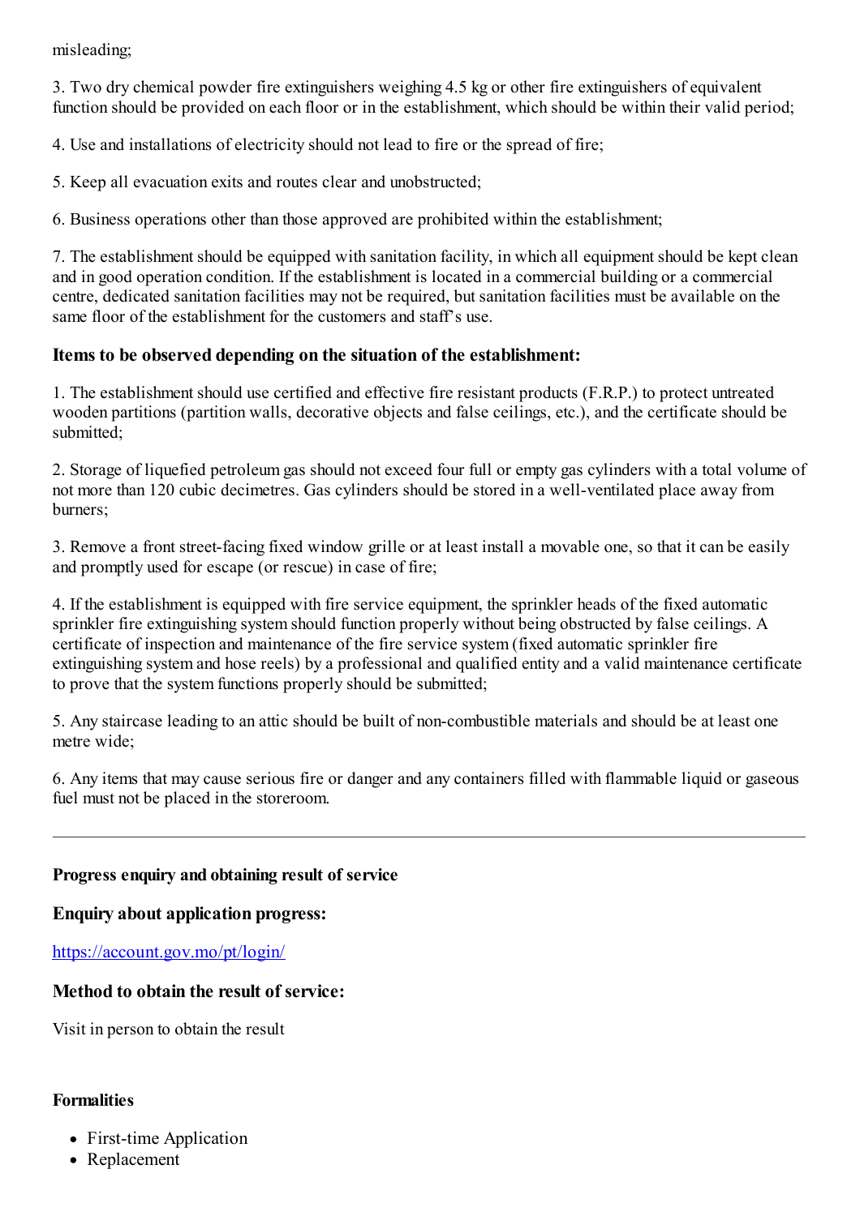misleading;

3. Two dry chemical powder fire extinguishers weighing 4.5 kg or other fire extinguishers of equivalent function should be provided on each floor or in the establishment, which should be within their valid period;

4. Use and installations of electricity should not lead to fire or the spread of fire;

5. Keep all evacuation exits and routes clear and unobstructed;

6. Business operations other than those approved are prohibited within the establishment;

7. The establishment should be equipped with sanitation facility, in which all equipment should be kept clean and in good operation condition. If the establishment is located in a commercial building or a commercial centre, dedicated sanitation facilities may not be required, but sanitation facilities must be available on the same floor of the establishment for the customers and staff's use.

### Items to be observed depending on the situation of the establishment:

1. The establishment should use certified and effective fire resistant products (F.R.P.) to protect untreated wooden partitions (partition walls, decorative objects and false ceilings, etc.), and the certificate should be submitted;

2. Storage of liquefied petroleum gas should not exceed four full or empty gas cylinders with a total volume of not more than 120 cubic decimetres. Gas cylinders should be stored in a well-ventilated place away from burners;

3. Remove a front street-facing fixed window grille or at least install a movable one, so that it can be easily and promptly used for escape (or rescue) in case of fire;

4. If the establishment is equipped with fire service equipment, the sprinkler heads of the fixed automatic sprinkler fire extinguishing system should function properly without being obstructed by false ceilings. A certificate of inspection and maintenance of the fire service system (fixed automatic sprinkler fire extinguishing system and hose reels) by a professional and qualified entity and a valid maintenance certificate to prove that the system functions properly should be submitted;

5. Any staircase leading to an attic should be built of non-combustible materials and should be at least one metre wide;

6. Any items that may cause serious fire or danger and any containers filled with flammable liquid or gaseous fuel must not be placed in the storeroom.

---

**Progress enquiry and obtaining result of service**

### Enquiry about application progress:

https://account.gov.mo/pt/login/

### Method to obtain the result of service:

Visit in person to obtain the result

**Formalities**

- First-time Application
- Replacement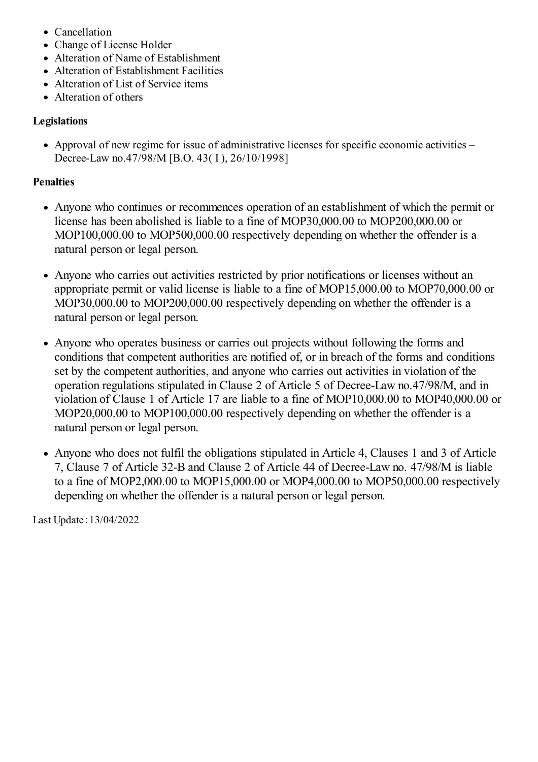- Cancellation
- Change of License Holder
- Alteration of Name of Establishment
- Alteration of Establishment Facilities
- Alteration of List of Service items
- Alteration of others

**Legislations**

- Approval of new regime for issue of administrative licenses for specific economic activities – Decree-Law no.47/98/M [B.O. 43( I ), 26/10/1998]

**Penalties**

- Anyone who continues or recommences operation of an establishment of which the permit or license has been abolished is liable to a fine of MOP30,000.00 to MOP200,000.00 or MOP100,000.00 to MOP500,000.00 respectively depending on whether the offender is a natural person or legal person.

- Anyone who carries out activities restricted by prior notifications or licenses without an appropriate permit or valid license is liable to a fine of MOP15,000.00 to MOP70,000.00 or MOP30,000.00 to MOP200,000.00 respectively depending on whether the offender is a natural person or legal person.

- Anyone who operates business or carries out projects without following the forms and conditions that competent authorities are notified of, or in breach of the forms and conditions set by the competent authorities, and anyone who carries out activities in violation of the operation regulations stipulated in Clause 2 of Article 5 of Decree-Law no.47/98/M, and in violation of Clause 1 of Article 17 are liable to a fine of MOP10,000.00 to MOP40,000.00 or MOP20,000.00 to MOP100,000.00 respectively depending on whether the offender is a natural person or legal person.

- Anyone who does not fulfil the obligations stipulated in Article 4, Clauses 1 and 3 of Article 7, Clause 7 of Article 32-B and Clause 2 of Article 44 of Decree-Law no. 47/98/M is liable to a fine of MOP2,000.00 to MOP15,000.00 or MOP4,000.00 to MOP50,000.00 respectively depending on whether the offender is a natural person or legal person.

Last Update : 13/04/2022